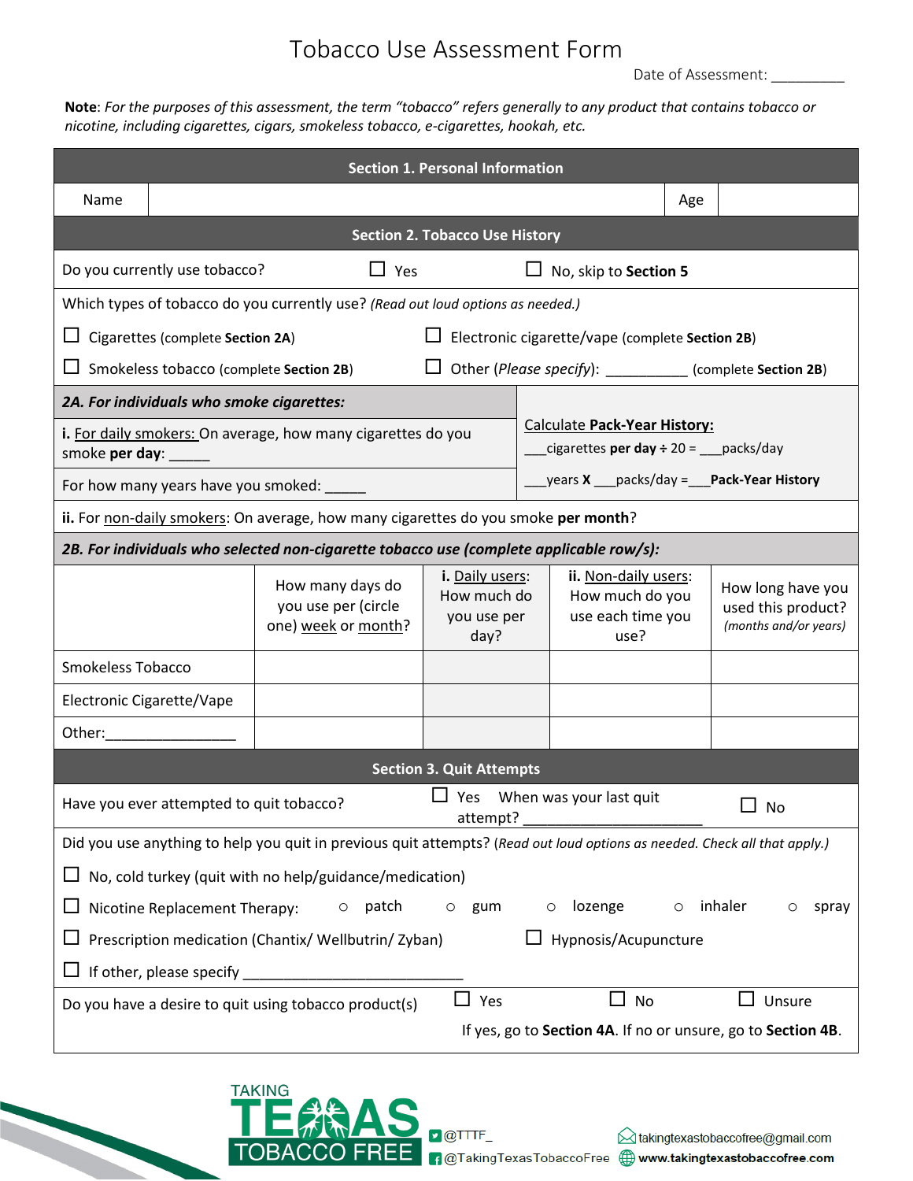# Tobacco Use Assessment Form

Date of Assessment: __________

**Note**: *For the purposes of this assessment, the term "tobacco" refers generally to any product that contains tobacco or nicotine, including cigarettes, cigars, smokeless tobacco, e-cigarettes, hookah, etc.*

## Section 1. Personal Information

| Name | | Age | |
|---|---|---|---|

## Section 2. Tobacco Use History

Do you currently use tobacco? ☐ Yes ☐ No, skip to **Section 5**

Which types of tobacco do you currently use? *(Read out loud options as needed.)*

☐ Cigarettes (complete **Section 2A**) ☐ Electronic cigarette/vape (complete **Section 2B**)

☐ Smokeless tobacco (complete **Section 2B**) ☐ Other (*Please specify*): ___________ (complete **Section 2B**)

### *2A. For individuals who smoke cigarettes:*

**i.** For daily smokers: On average, how many cigarettes do you smoke **per day**: _____

For how many years have you smoked: _____

Calculate **Pack-Year History:**

___cigarettes **per day** ÷ 20 = ___packs/day

___years **X** ___packs/day =___**Pack-Year History**

**ii.** For non-daily smokers: On average, how many cigarettes do you smoke **per month**?

### *2B. For individuals who selected non-cigarette tobacco use (complete applicable row/s):*

| | How many days do you use per (circle one) week or month? | **i.** Daily users: How much do you use per day? | **ii.** Non-daily users: How much do you use each time you use? | How long have you used this product? *(months and/or years)* |
|---|---|---|---|---|
| Smokeless Tobacco | | | | |
| Electronic Cigarette/Vape | | | | |
| Other:________________ | | | | |

## Section 3. Quit Attempts

Have you ever attempted to quit tobacco? ☐ Yes When was your last quit attempt? _____________________ ☐ No

Did you use anything to help you quit in previous quit attempts? *(Read out loud options as needed. Check all that apply.)*

☐ No, cold turkey (quit with no help/guidance/medication)

☐ Nicotine Replacement Therapy: ○ patch ○ gum ○ lozenge ○ inhaler ○ spray

☐ Prescription medication (Chantix/ Wellbutrin/ Zyban) ☐ Hypnosis/Acupuncture

☐ If other, please specify ___________________________

Do you have a desire to quit using tobacco product(s) ☐ Yes ☐ No ☐ Unsure

If yes, go to **Section 4A**. If no or unsure, go to **Section 4B**.

TAKING TEXAS TOBACCO FREE

@TTTF_

@TakingTexasTobaccoFree

takingtexastobaccofree@gmail.com

**www.takingtexastobaccofree.com**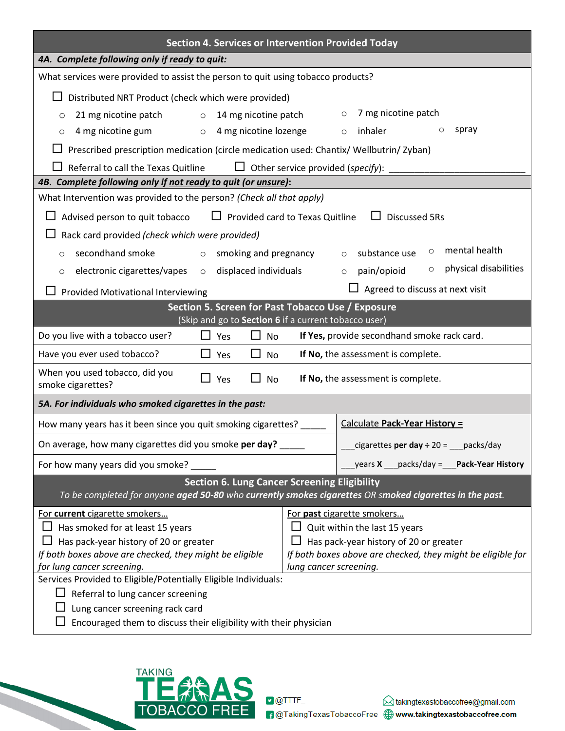## Section 4. Services or Intervention Provided Today

### *4A. Complete following only if ready to quit:*

What services were provided to assist the person to quit using tobacco products?

- ☐ Distributed NRT Product (check which were provided)
  - ○ 21 mg nicotine patch
  - ○ 14 mg nicotine patch
  - ○ 7 mg nicotine patch
  - ○ 4 mg nicotine gum
  - ○ 4 mg nicotine lozenge
  - ○ inhaler
  - ○ spray
- ☐ Prescribed prescription medication (circle medication used: Chantix/ Wellbutrin/ Zyban)
- ☐ Referral to call the Texas Quitline
- ☐ Other service provided (*specify*): ___________________________

### *4B. Complete following only if not ready to quit (or unsure):*

What Intervention was provided to the person? *(Check all that apply)*

- ☐ Advised person to quit tobacco
- ☐ Provided card to Texas Quitline
- ☐ Discussed 5Rs
- ☐ Rack card provided *(check which were provided)*
  - ○ secondhand smoke
  - ○ smoking and pregnancy
  - ○ substance use
  - ○ mental health
  - ○ electronic cigarettes/vapes
  - ○ displaced individuals
  - ○ pain/opioid
  - ○ physical disabilities
- ☐ Provided Motivational Interviewing
- ☐ Agreed to discuss at next visit

## Section 5. Screen for Past Tobacco Use / Exposure

(Skip and go to **Section 6** if a current tobacco user)

| | | | |
|---|---|---|---|
| Do you live with a tobacco user? | ☐ Yes | ☐ No | **If Yes,** provide secondhand smoke rack card. |
| Have you ever used tobacco? | ☐ Yes | ☐ No | **If No,** the assessment is complete. |
| When you used tobacco, did you smoke cigarettes? | ☐ Yes | ☐ No | **If No,** the assessment is complete. |

### *5A. For individuals who smoked cigarettes in the past:*

| | |
|---|---|
| How many years has it been since you quit smoking cigarettes? _____ | Calculate **Pack-Year History =** |
| On average, how many cigarettes did you smoke **per day?** _____ | ___cigarettes **per day** ÷ 20 = ___packs/day |
| For how many years did you smoke? _____ | ___years **X** ___packs/day =___**Pack-Year History** |

## Section 6. Lung Cancer Screening Eligibility

*To be completed for anyone **aged 50-80** who **currently smokes cigarettes** OR **smoked cigarettes in the past**.*

| For **current** cigarette smokers… | For **past** cigarette smokers… |
|---|---|
| ☐ Has smoked for at least 15 years | ☐ Quit within the last 15 years |
| ☐ Has pack-year history of 20 or greater | ☐ Has pack-year history of 20 or greater |
| *If both boxes above are checked, they might be eligible for lung cancer screening.* | *If both boxes above are checked, they might be eligible for lung cancer screening.* |

Services Provided to Eligible/Potentially Eligible Individuals:

- ☐ Referral to lung cancer screening
- ☐ Lung cancer screening rack card
- ☐ Encouraged them to discuss their eligibility with their physician

TAKING TEXAS TOBACCO FREE

@TTTF_

@TakingTexasTobaccoFree

takingtexastobaccofree@gmail.com

www.takingtexastobaccofree.com